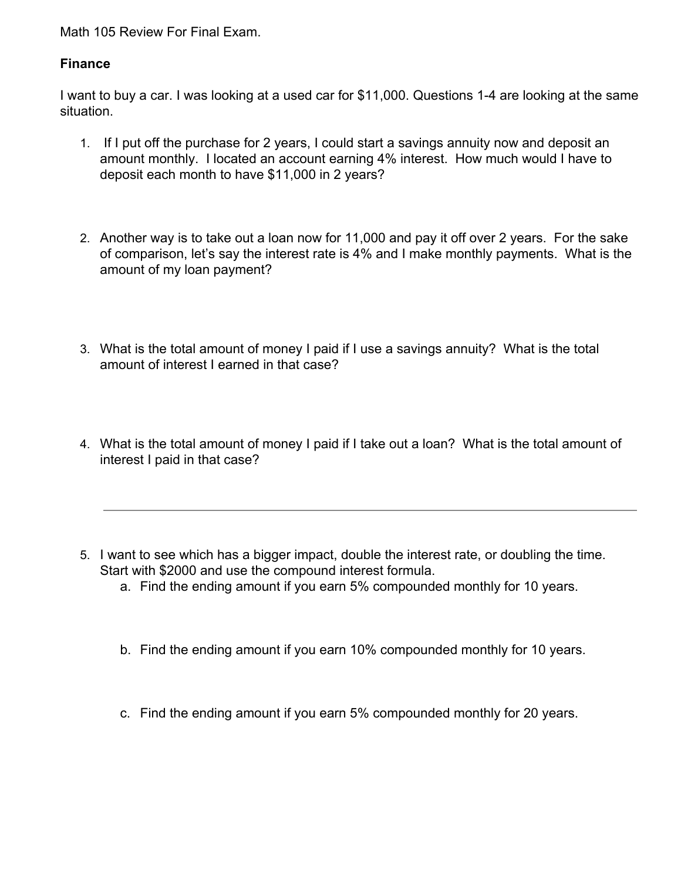Math 105 Review For Final Exam.

**Finance**

I want to buy a car. I was looking at a used car for $11,000. Questions 1-4 are looking at the same situation.

1. If I put off the purchase for 2 years, I could start a savings annuity now and deposit an amount monthly. I located an account earning 4% interest. How much would I have to deposit each month to have $11,000 in 2 years?

2. Another way is to take out a loan now for 11,000 and pay it off over 2 years. For the sake of comparison, let's say the interest rate is 4% and I make monthly payments. What is the amount of my loan payment?

3. What is the total amount of money I paid if I use a savings annuity? What is the total amount of interest I earned in that case?

4. What is the total amount of money I paid if I take out a loan? What is the total amount of interest I paid in that case?

---

5. I want to see which has a bigger impact, double the interest rate, or doubling the time. Start with $2000 and use the compound interest formula.
   a. Find the ending amount if you earn 5% compounded monthly for 10 years.

   b. Find the ending amount if you earn 10% compounded monthly for 10 years.

   c. Find the ending amount if you earn 5% compounded monthly for 20 years.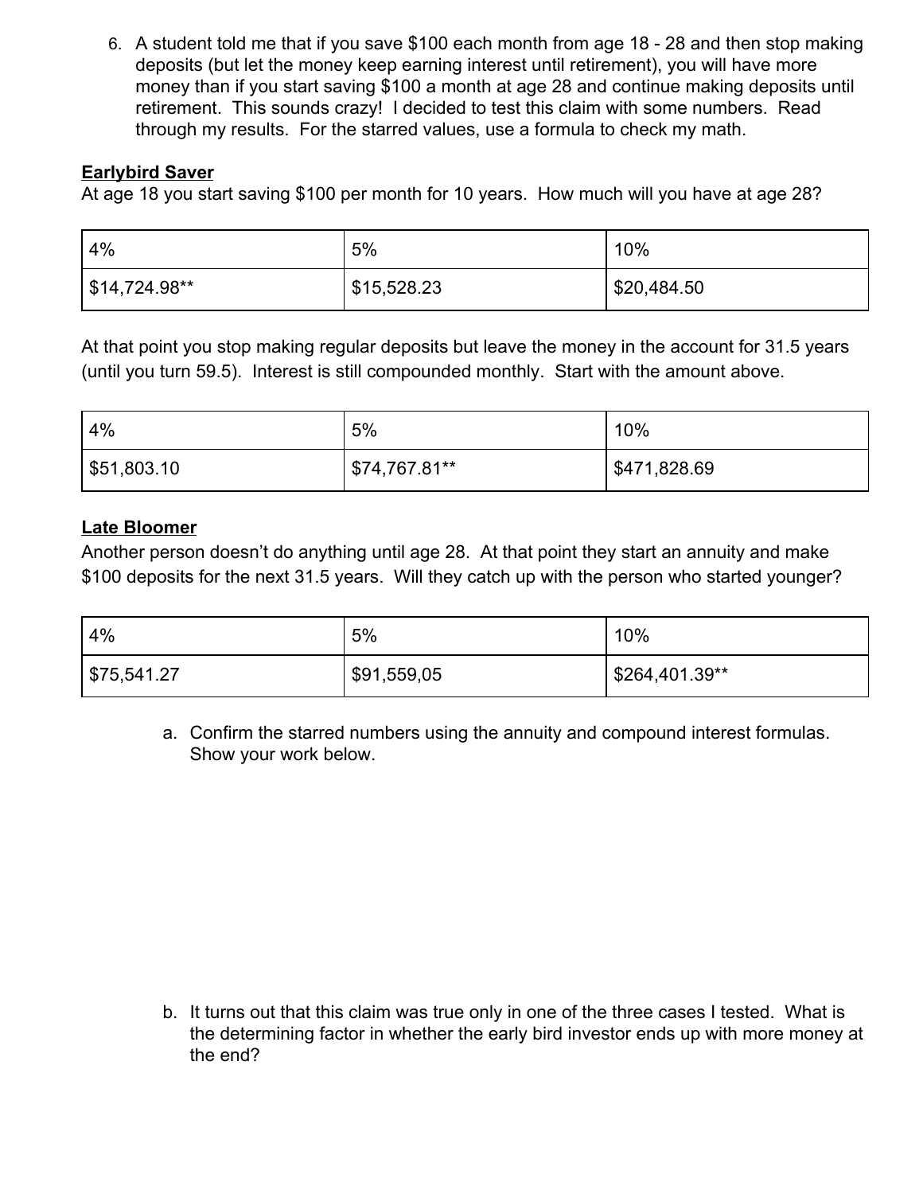6. A student told me that if you save $100 each month from age 18 - 28 and then stop making deposits (but let the money keep earning interest until retirement), you will have more money than if you start saving $100 a month at age 28 and continue making deposits until retirement. This sounds crazy! I decided to test this claim with some numbers. Read through my results. For the starred values, use a formula to check my math.

**Earlybird Saver**

At age 18 you start saving $100 per month for 10 years. How much will you have at age 28?

| 4% | 5% | 10% |
|---|---|---|
| $14,724.98** | $15,528.23 | $20,484.50 |

At that point you stop making regular deposits but leave the money in the account for 31.5 years (until you turn 59.5). Interest is still compounded monthly. Start with the amount above.

| 4% | 5% | 10% |
|---|---|---|
| $51,803.10 | $74,767.81** | $471,828.69 |

**Late Bloomer**

Another person doesn't do anything until age 28. At that point they start an annuity and make $100 deposits for the next 31.5 years. Will they catch up with the person who started younger?

| 4% | 5% | 10% |
|---|---|---|
| $75,541.27 | $91,559,05 | $264,401.39** |

a. Confirm the starred numbers using the annuity and compound interest formulas. Show your work below.

b. It turns out that this claim was true only in one of the three cases I tested. What is the determining factor in whether the early bird investor ends up with more money at the end?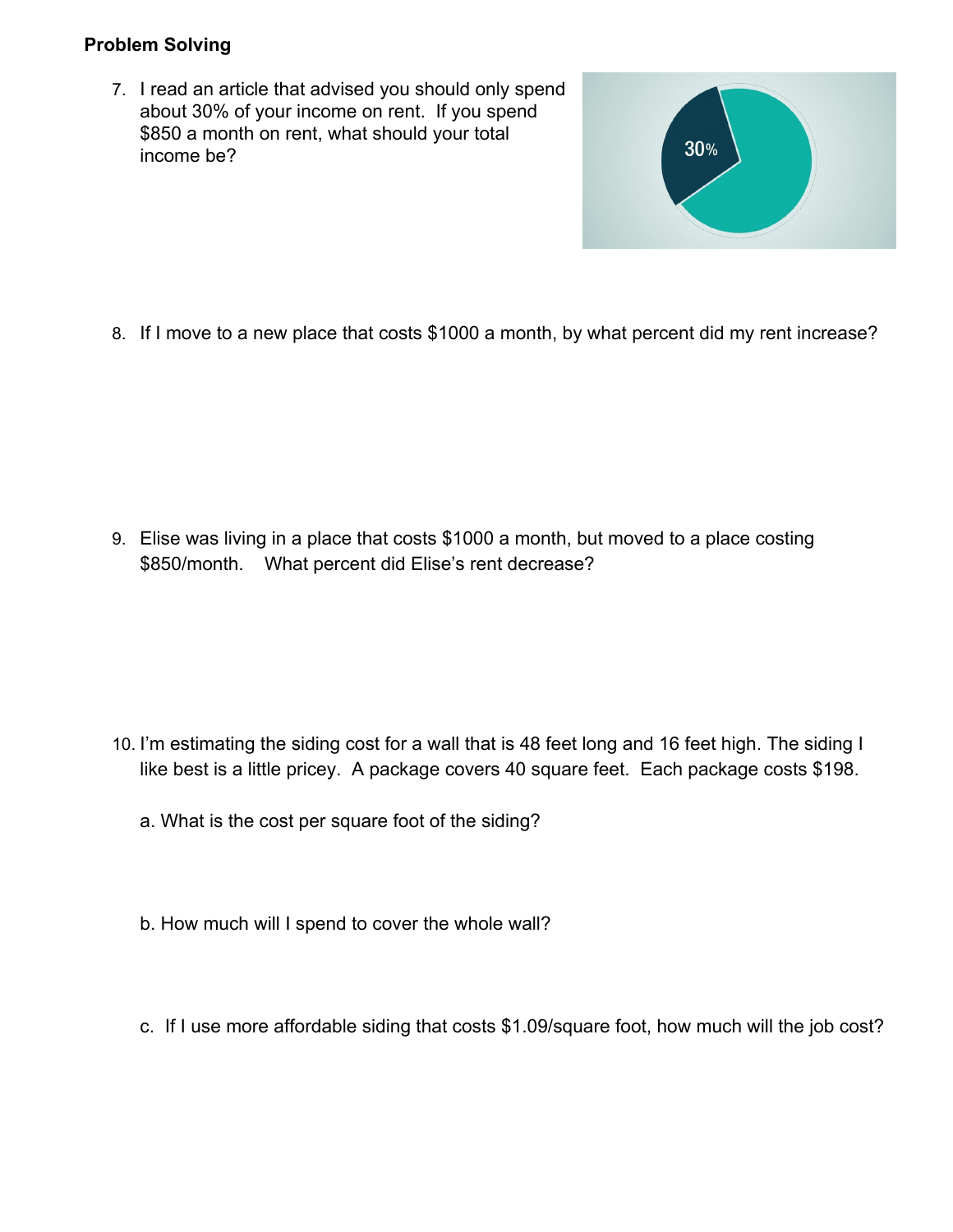**Problem Solving**

7. I read an article that advised you should only spend about 30% of your income on rent. If you spend $850 a month on rent, what should your total income be?

8. If I move to a new place that costs $1000 a month, by what percent did my rent increase?

9. Elise was living in a place that costs $1000 a month, but moved to a place costing $850/month. What percent did Elise's rent decrease?

10. I'm estimating the siding cost for a wall that is 48 feet long and 16 feet high. The siding I like best is a little pricey. A package covers 40 square feet. Each package costs $198.

    a. What is the cost per square foot of the siding?

    b. How much will I spend to cover the whole wall?

    c. If I use more affordable siding that costs $1.09/square foot, how much will the job cost?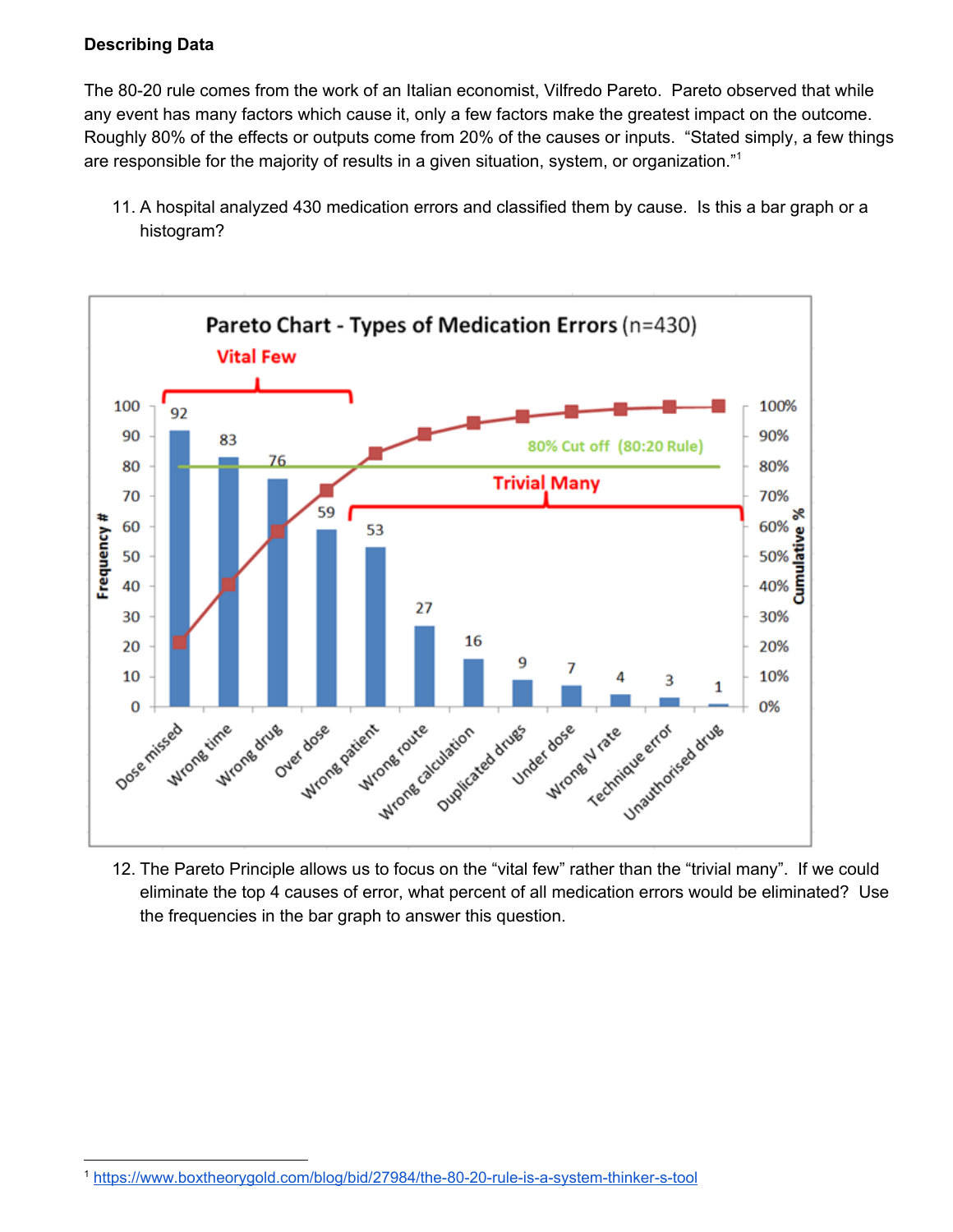**Describing Data**

The 80-20 rule comes from the work of an Italian economist, Vilfredo Pareto. Pareto observed that while any event has many factors which cause it, only a few factors make the greatest impact on the outcome. Roughly 80% of the effects or outputs come from 20% of the causes or inputs. "Stated simply, a few things are responsible for the majority of results in a given situation, system, or organization."[1]

11. A hospital analyzed 430 medication errors and classified them by cause. Is this a bar graph or a histogram?

Pareto Chart - Types of Medication Errors (n=430)

| Type of error | Frequency # |
| --- | --- |
| Dose missed | 92 |
| Wrong time | 83 |
| Wrong drug | 76 |
| Over dose | 59 |
| Wrong patient | 53 |
| Wrong route | 27 |
| Wrong calculation | 16 |
| Duplicated drugs | 9 |
| Under dose | 7 |
| Wrong IV rate | 4 |
| Technique error | 3 |
| Unauthorised drug | 1 |

Vital Few · Trivial Many · 80% Cut off (80:20 Rule) · Cumulative %

12. The Pareto Principle allows us to focus on the "vital few" rather than the "trivial many". If we could eliminate the top 4 causes of error, what percent of all medication errors would be eliminated? Use the frequencies in the bar graph to answer this question.

[1] https://www.boxtheorygold.com/blog/bid/27984/the-80-20-rule-is-a-system-thinker-s-tool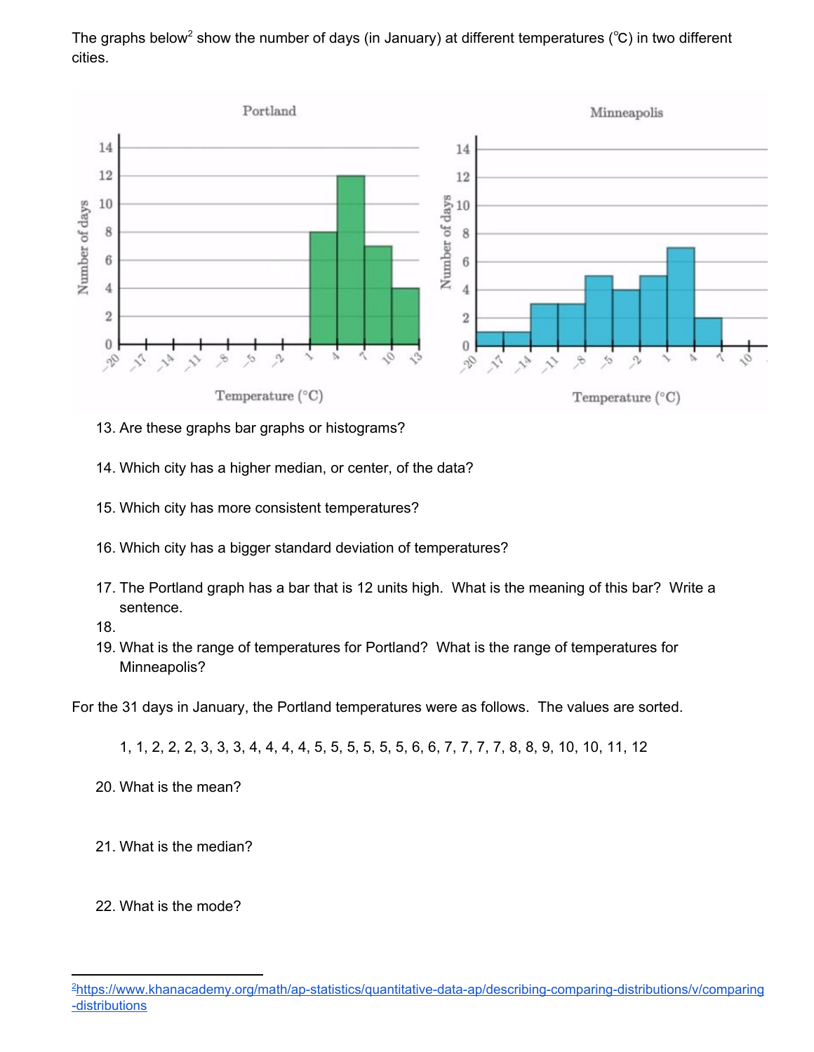The graphs below[2] show the number of days (in January) at different temperatures (℃) in two different cities.

13. Are these graphs bar graphs or histograms?

14. Which city has a higher median, or center, of the data?

15. Which city has more consistent temperatures?

16. Which city has a bigger standard deviation of temperatures?

17. The Portland graph has a bar that is 12 units high. What is the meaning of this bar? Write a sentence.

18.

19. What is the range of temperatures for Portland? What is the range of temperatures for Minneapolis?

For the 31 days in January, the Portland temperatures were as follows. The values are sorted.

1, 1, 2, 2, 2, 3, 3, 3, 4, 4, 4, 4, 5, 5, 5, 5, 5, 5, 6, 6, 7, 7, 7, 7, 8, 8, 9, 10, 10, 11, 12

20. What is the mean?

21. What is the median?

22. What is the mode?

---

[2] https://www.khanacademy.org/math/ap-statistics/quantitative-data-ap/describing-comparing-distributions/v/comparing-distributions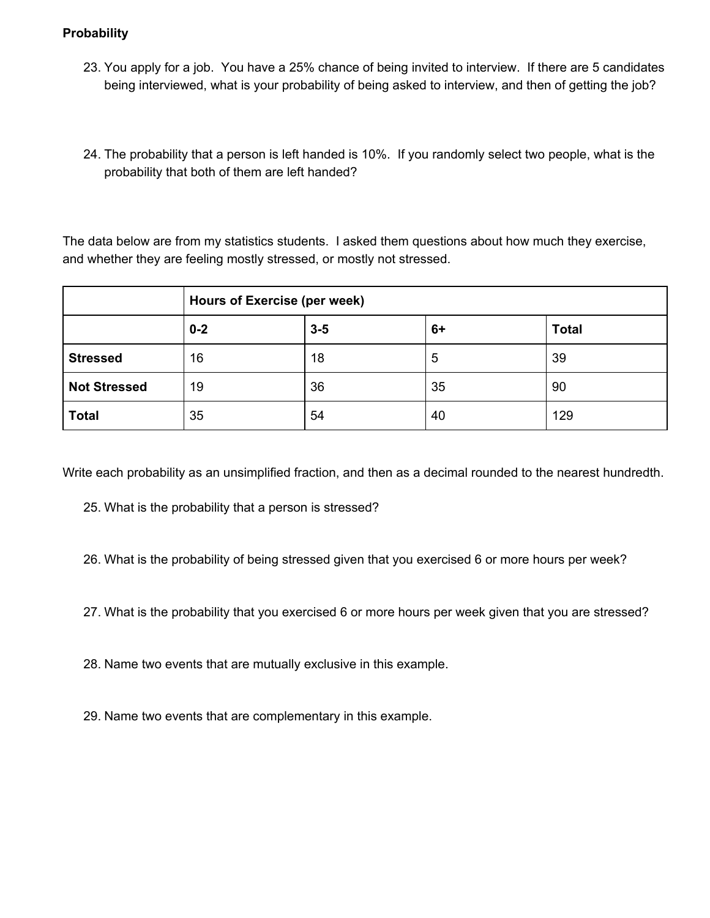**Probability**

23. You apply for a job. You have a 25% chance of being invited to interview. If there are 5 candidates being interviewed, what is your probability of being asked to interview, and then of getting the job?

24. The probability that a person is left handed is 10%. If you randomly select two people, what is the probability that both of them are left handed?

The data below are from my statistics students. I asked them questions about how much they exercise, and whether they are feeling mostly stressed, or mostly not stressed.

| | **Hours of Exercise (per week)** | | | |
|---|---|---|---|---|
| | **0-2** | **3-5** | **6+** | **Total** |
| **Stressed** | 16 | 18 | 5 | 39 |
| **Not Stressed** | 19 | 36 | 35 | 90 |
| **Total** | 35 | 54 | 40 | 129 |

Write each probability as an unsimplified fraction, and then as a decimal rounded to the nearest hundredth.

25. What is the probability that a person is stressed?

26. What is the probability of being stressed given that you exercised 6 or more hours per week?

27. What is the probability that you exercised 6 or more hours per week given that you are stressed?

28. Name two events that are mutually exclusive in this example.

29. Name two events that are complementary in this example.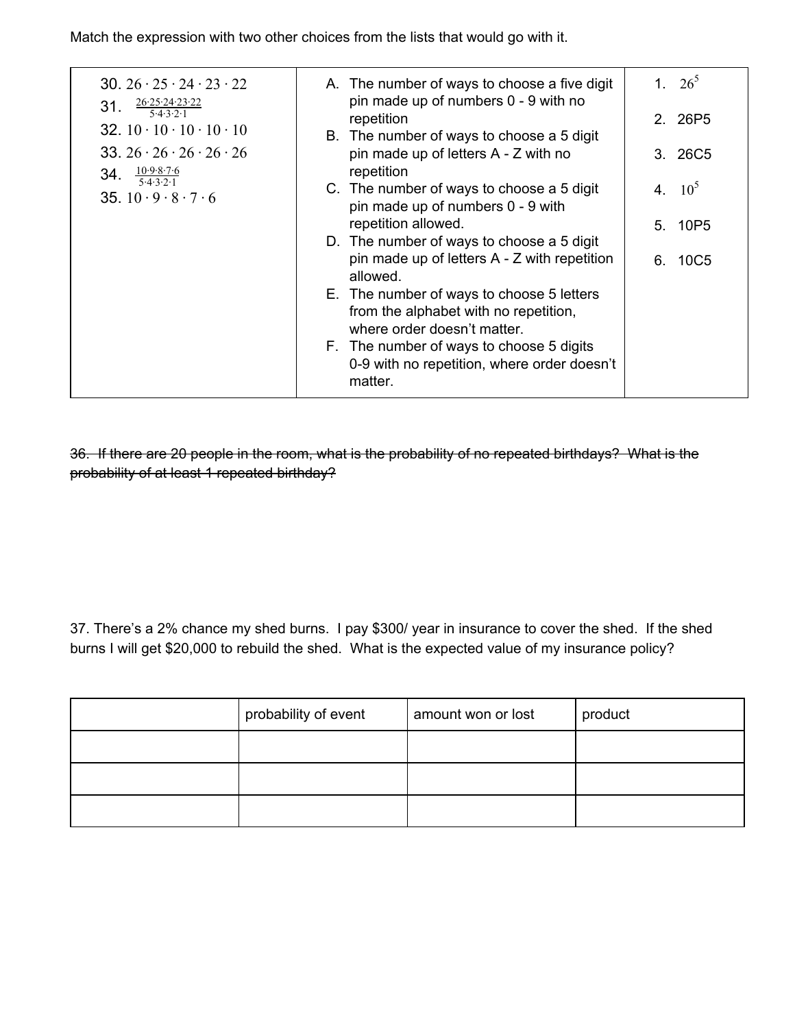Match the expression with two other choices from the lists that would go with it.

| | | |
|---|---|---|
| 30. $26 \cdot 25 \cdot 24 \cdot 23 \cdot 22$<br>31. $\frac{26 \cdot 25 \cdot 24 \cdot 23 \cdot 22}{5 \cdot 4 \cdot 3 \cdot 2 \cdot 1}$<br>32. $10 \cdot 10 \cdot 10 \cdot 10 \cdot 10$<br>33. $26 \cdot 26 \cdot 26 \cdot 26 \cdot 26$<br>34. $\frac{10 \cdot 9 \cdot 8 \cdot 7 \cdot 6}{5 \cdot 4 \cdot 3 \cdot 2 \cdot 1}$<br>35. $10 \cdot 9 \cdot 8 \cdot 7 \cdot 6$ | A. The number of ways to choose a five digit pin made up of numbers 0 - 9 with no repetition<br>B. The number of ways to choose a 5 digit pin made up of letters A - Z with no repetition<br>C. The number of ways to choose a 5 digit pin made up of numbers 0 - 9 with repetition allowed.<br>D. The number of ways to choose a 5 digit pin made up of letters A - Z with repetition allowed.<br>E. The number of ways to choose 5 letters from the alphabet with no repetition, where order doesn't matter.<br>F. The number of ways to choose 5 digits 0-9 with no repetition, where order doesn't matter. | 1. $26^5$<br>2. 26P5<br>3. 26C5<br>4. $10^5$<br>5. 10P5<br>6. 10C5 |

~~36. If there are 20 people in the room, what is the probability of no repeated birthdays? What is the probability of at least 1 repeated birthday?~~

37. There's a 2% chance my shed burns. I pay $300/ year in insurance to cover the shed. If the shed burns I will get $20,000 to rebuild the shed. What is the expected value of my insurance policy?

| | probability of event | amount won or lost | product |
|---|---|---|---|
| | | | |
| | | | |
| | | | |